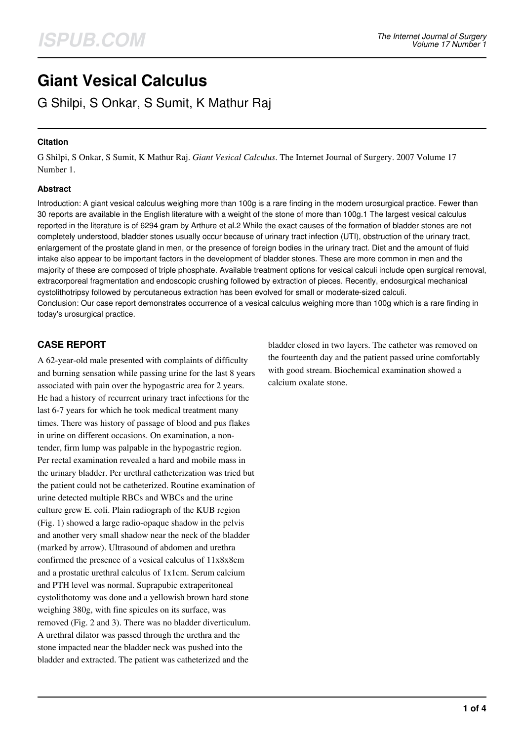# Giant Vesical Calculus

G Shilpi, S Onkar, S Sumit, K Mathur Raj

### Citation

G Shilpi, S Onkar, S Sumit, K Mathur Raj. *Giant Vesical Calculus*. The Internet Journal of Surgery. 2007 Volume 17 Number 1.

### Abstract

Introduction: A giant vesical calculus weighing more than 100g is a rare finding in the modern urosurgical practice. Fewer than 30 reports are available in the English literature with a weight of the stone of more than 100g.1 The largest vesical calculus reported in the literature is of 6294 gram by Arthure et al.2 While the exact causes of the formation of bladder stones are not completely understood, bladder stones usually occur because of urinary tract infection (UTI), obstruction of the urinary tract, enlargement of the prostate gland in men, or the presence of foreign bodies in the urinary tract. Diet and the amount of fluid intake also appear to be important factors in the development of bladder stones. These are more common in men and the majority of these are composed of triple phosphate. Available treatment options for vesical calculi include open surgical removal, extracorporeal fragmentation and endoscopic crushing followed by extraction of pieces. Recently, endosurgical mechanical cystolithotripsy followed by percutaneous extraction has been evolved for small or moderate-sized calculi.
Conclusion: Our case report demonstrates occurrence of a vesical calculus weighing more than 100g which is a rare finding in today's urosurgical practice.

## CASE REPORT

A 62-year-old male presented with complaints of difficulty and burning sensation while passing urine for the last 8 years associated with pain over the hypogastric area for 2 years. He had a history of recurrent urinary tract infections for the last 6-7 years for which he took medical treatment many times. There was history of passage of blood and pus flakes in urine on different occasions. On examination, a non-tender, firm lump was palpable in the hypogastric region. Per rectal examination revealed a hard and mobile mass in the urinary bladder. Per urethral catheterization was tried but the patient could not be catheterized. Routine examination of urine detected multiple RBCs and WBCs and the urine culture grew E. coli. Plain radiograph of the KUB region (Fig. 1) showed a large radio-opaque shadow in the pelvis and another very small shadow near the neck of the bladder (marked by arrow). Ultrasound of abdomen and urethra confirmed the presence of a vesical calculus of 11x8x8cm and a prostatic urethral calculus of 1x1cm. Serum calcium and PTH level was normal. Suprapubic extraperitoneal cystolithotomy was done and a yellowish brown hard stone weighing 380g, with fine spicules on its surface, was removed (Fig. 2 and 3). There was no bladder diverticulum. A urethral dilator was passed through the urethra and the stone impacted near the bladder neck was pushed into the bladder and extracted. The patient was catheterized and the bladder closed in two layers. The catheter was removed on the fourteenth day and the patient passed urine comfortably with good stream. Biochemical examination showed a calcium oxalate stone.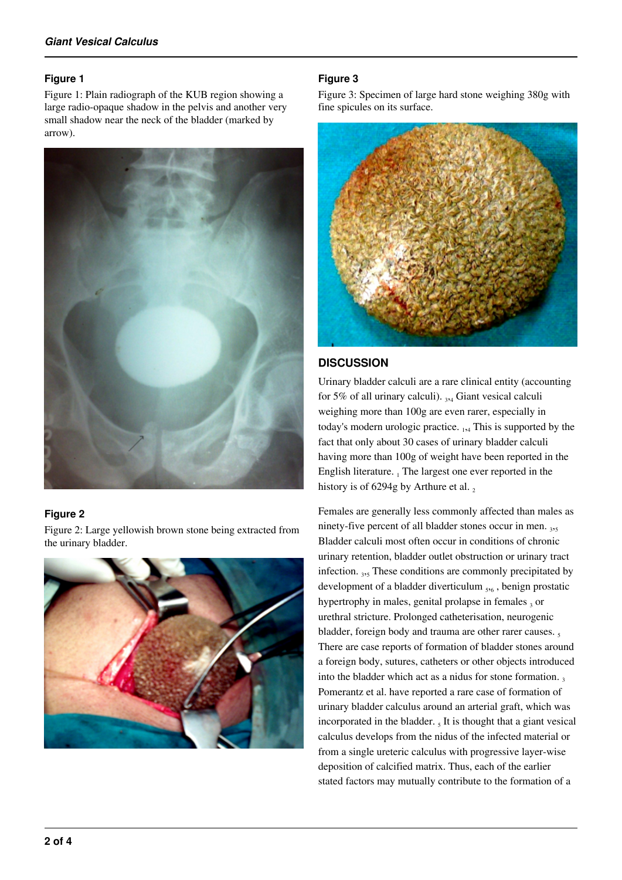### Figure 1

Figure 1: Plain radiograph of the KUB region showing a large radio-opaque shadow in the pelvis and another very small shadow near the neck of the bladder (marked by arrow).

### Figure 2

Figure 2: Large yellowish brown stone being extracted from the urinary bladder.

### Figure 3

Figure 3: Specimen of large hard stone weighing 380g with fine spicules on its surface.

## DISCUSSION

Urinary bladder calculi are a rare clinical entity (accounting for 5% of all urinary calculi). [3,4] Giant vesical calculi weighing more than 100g are even rarer, especially in today's modern urologic practice. [1,4] This is supported by the fact that only about 30 cases of urinary bladder calculi having more than 100g of weight have been reported in the English literature. [1] The largest one ever reported in the history is of 6294g by Arthure et al. [2]

Females are generally less commonly affected than males as ninety-five percent of all bladder stones occur in men. [3,5] Bladder calculi most often occur in conditions of chronic urinary retention, bladder outlet obstruction or urinary tract infection. [3,5] These conditions are commonly precipitated by development of a bladder diverticulum [5,6], benign prostatic hypertrophy in males, genital prolapse in females [3] or urethral stricture. Prolonged catheterisation, neurogenic bladder, foreign body and trauma are other rarer causes. [5] There are case reports of formation of bladder stones around a foreign body, sutures, catheters or other objects introduced into the bladder which act as a nidus for stone formation. [3] Pomerantz et al. have reported a rare case of formation of urinary bladder calculus around an arterial graft, which was incorporated in the bladder. [5] It is thought that a giant vesical calculus develops from the nidus of the infected material or from a single ureteric calculus with progressive layer-wise deposition of calcified matrix. Thus, each of the earlier stated factors may mutually contribute to the formation of a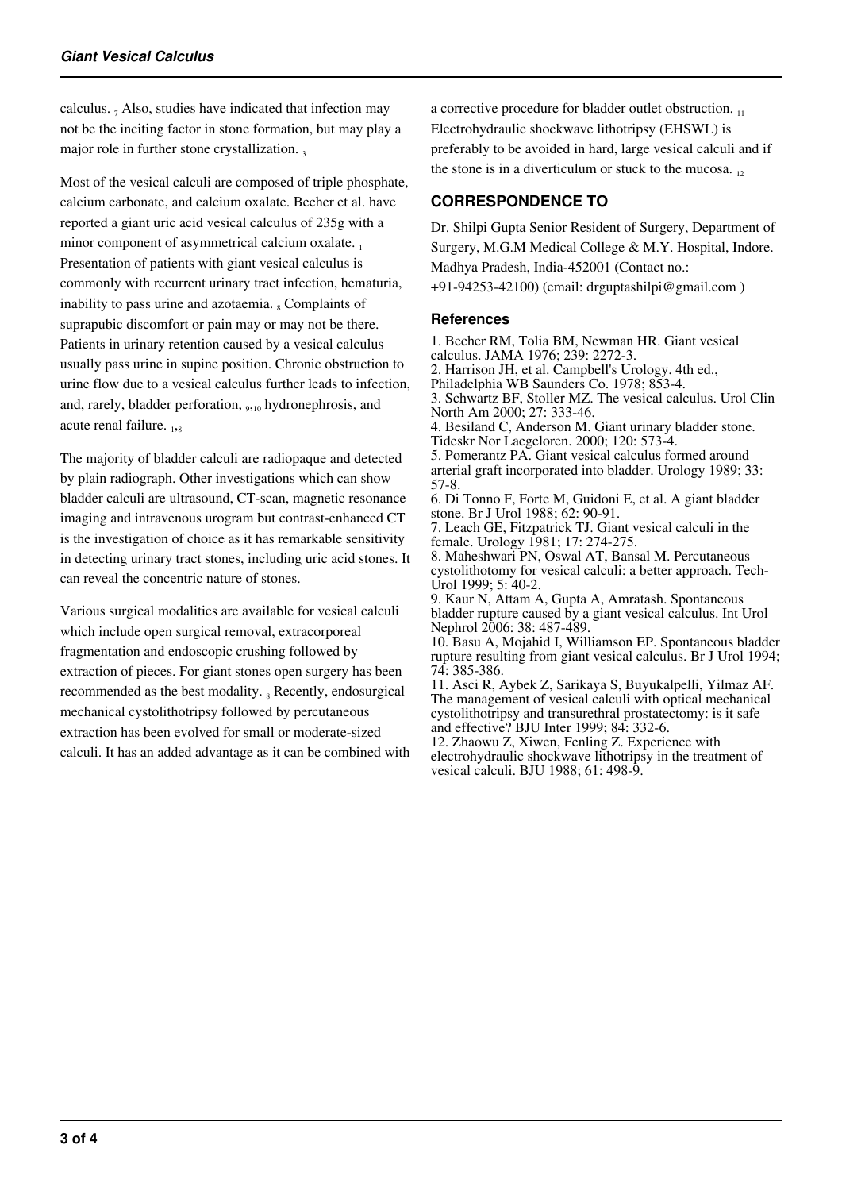calculus. [7] Also, studies have indicated that infection may not be the inciting factor in stone formation, but may play a major role in further stone crystallization. [3]

Most of the vesical calculi are composed of triple phosphate, calcium carbonate, and calcium oxalate. Becher et al. have reported a giant uric acid vesical calculus of 235g with a minor component of asymmetrical calcium oxalate. [1] Presentation of patients with giant vesical calculus is commonly with recurrent urinary tract infection, hematuria, inability to pass urine and azotaemia. [8] Complaints of suprapubic discomfort or pain may or may not be there. Patients in urinary retention caused by a vesical calculus usually pass urine in supine position. Chronic obstruction to urine flow due to a vesical calculus further leads to infection, and, rarely, bladder perforation, [9,10] hydronephrosis, and acute renal failure. [1,8]

The majority of bladder calculi are radiopaque and detected by plain radiograph. Other investigations which can show bladder calculi are ultrasound, CT-scan, magnetic resonance imaging and intravenous urogram but contrast-enhanced CT is the investigation of choice as it has remarkable sensitivity in detecting urinary tract stones, including uric acid stones. It can reveal the concentric nature of stones.

Various surgical modalities are available for vesical calculi which include open surgical removal, extracorporeal fragmentation and endoscopic crushing followed by extraction of pieces. For giant stones open surgery has been recommended as the best modality. [8] Recently, endosurgical mechanical cystolithotripsy followed by percutaneous extraction has been evolved for small or moderate-sized calculi. It has an added advantage as it can be combined with a corrective procedure for bladder outlet obstruction. [11] Electrohydraulic shockwave lithotripsy (EHSWL) is preferably to be avoided in hard, large vesical calculi and if the stone is in a diverticulum or stuck to the mucosa. [12]

## CORRESPONDENCE TO

Dr. Shilpi Gupta Senior Resident of Surgery, Department of Surgery, M.G.M Medical College & M.Y. Hospital, Indore. Madhya Pradesh, India-452001 (Contact no.: +91-94253-42100) (email: drguptashilpi@gmail.com )

### References

1. Becher RM, Tolia BM, Newman HR. Giant vesical calculus. JAMA 1976; 239: 2272-3.
2. Harrison JH, et al. Campbell's Urology. 4th ed., Philadelphia WB Saunders Co. 1978; 853-4.
3. Schwartz BF, Stoller MZ. The vesical calculus. Urol Clin North Am 2000; 27: 333-46.
4. Besiland C, Anderson M. Giant urinary bladder stone. Tideskr Nor Laegeloren. 2000; 120: 573-4.
5. Pomerantz PA. Giant vesical calculus formed around arterial graft incorporated into bladder. Urology 1989; 33: 57-8.
6. Di Tonno F, Forte M, Guidoni E, et al. A giant bladder stone. Br J Urol 1988; 62: 90-91.
7. Leach GE, Fitzpatrick TJ. Giant vesical calculi in the female. Urology 1981; 17: 274-275.
8. Maheshwari PN, Oswal AT, Bansal M. Percutaneous cystolithotomy for vesical calculi: a better approach. Tech-Urol 1999; 5: 40-2.
9. Kaur N, Attam A, Gupta A, Amratash. Spontaneous bladder rupture caused by a giant vesical calculus. Int Urol Nephrol 2006: 38: 487-489.
10. Basu A, Mojahid I, Williamson EP. Spontaneous bladder rupture resulting from giant vesical calculus. Br J Urol 1994; 74: 385-386.
11. Asci R, Aybek Z, Sarikaya S, Buyukalpelli, Yilmaz AF. The management of vesical calculi with optical mechanical cystolithotripsy and transurethral prostatectomy: is it safe and effective? BJU Inter 1999; 84: 332-6.
12. Zhaowu Z, Xiwen, Fenling Z. Experience with electrohydraulic shockwave lithotripsy in the treatment of vesical calculi. BJU 1988; 61: 498-9.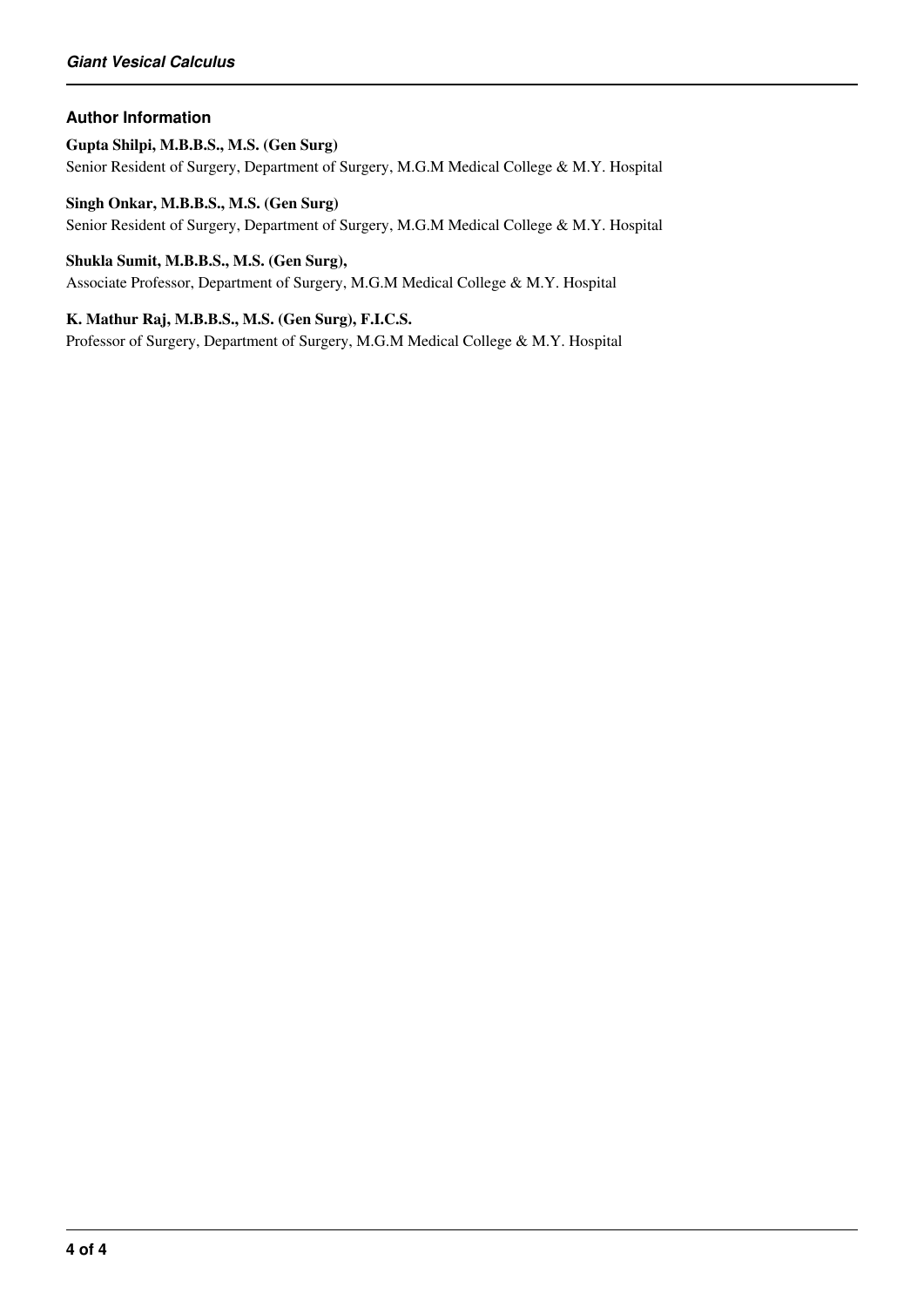## Author Information

**Gupta Shilpi, M.B.B.S., M.S. (Gen Surg)**
Senior Resident of Surgery, Department of Surgery, M.G.M Medical College & M.Y. Hospital

**Singh Onkar, M.B.B.S., M.S. (Gen Surg)**
Senior Resident of Surgery, Department of Surgery, M.G.M Medical College & M.Y. Hospital

**Shukla Sumit, M.B.B.S., M.S. (Gen Surg),**
Associate Professor, Department of Surgery, M.G.M Medical College & M.Y. Hospital

**K. Mathur Raj, M.B.B.S., M.S. (Gen Surg), F.I.C.S.**
Professor of Surgery, Department of Surgery, M.G.M Medical College & M.Y. Hospital